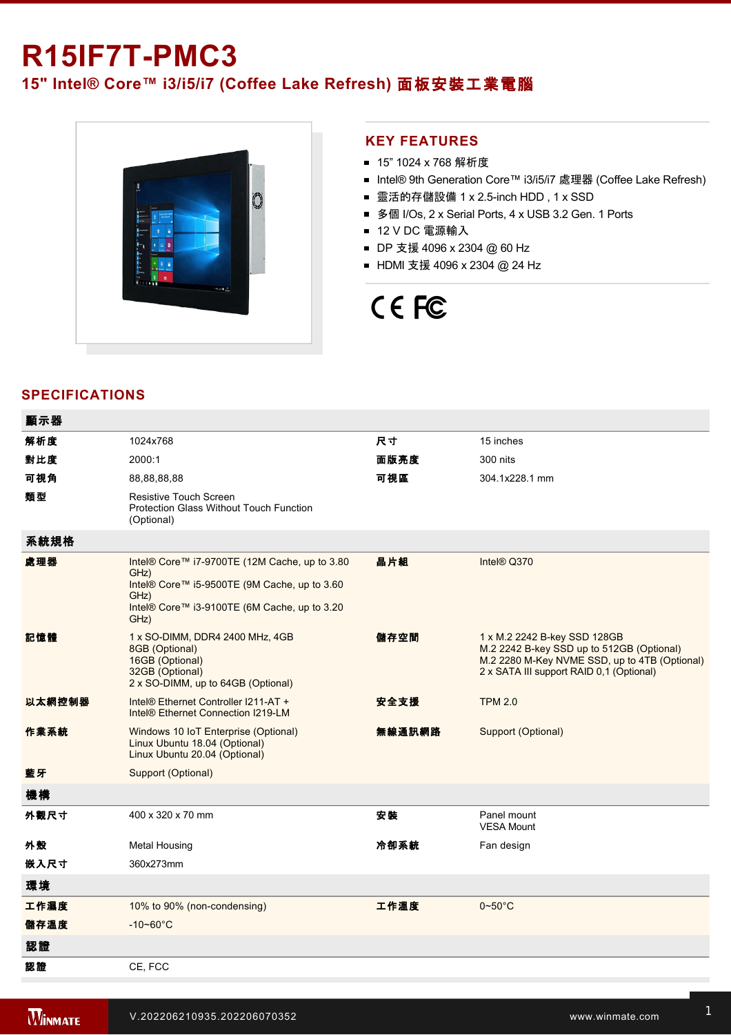# R15IF7T-PMC3

## 15" Intel® Core™ i3/i5/i7 (Coffee Lake Refresh) 面板安裝工業電腦

## KEY FEATURES

- 15” 1024 x 768 解析度
- Intel® 9th Generation Core™ i3/i5/i7 處理器 (Coffee Lake Refresh)
- 靈活的存儲設備 1 x 2.5-inch HDD , 1 x SSD
- 多個 I/Os, 2 x Serial Ports, 4 x USB 3.2 Gen. 1 Ports
- 12 V DC 電源輸入
- DP 支援 4096 x 2304 @ 60 Hz
- HDMI 支援 4096 x 2304 @ 24 Hz

## SPECIFICATIONS

| **顯示器** | | | |
|---|---|---|---|
| **解析度** | 1024x768 | **尺寸** | 15 inches |
| **對比度** | 2000:1 | **面版亮度** | 300 nits |
| **可視角** | 88,88,88,88 | **可視區** | 304.1x228.1 mm |
| **類型** | Resistive Touch Screen<br>Protection Glass Without Touch Function (Optional) | | |
| **系統規格** | | | |
| **處理器** | Intel® Core™ i7-9700TE (12M Cache, up to 3.80 GHz)<br>Intel® Core™ i5-9500TE (9M Cache, up to 3.60 GHz)<br>Intel® Core™ i3-9100TE (6M Cache, up to 3.20 GHz) | **晶片組** | Intel® Q370 |
| **記憶體** | 1 x SO-DIMM, DDR4 2400 MHz, 4GB<br>8GB (Optional)<br>16GB (Optional)<br>32GB (Optional)<br>2 x SO-DIMM, up to 64GB (Optional) | **儲存空間** | 1 x M.2 2242 B-key SSD 128GB<br>M.2 2242 B-key SSD up to 512GB (Optional)<br>M.2 2280 M-Key NVME SSD, up to 4TB (Optional)<br>2 x SATA III support RAID 0,1 (Optional) |
| **以太網控制器** | Intel® Ethernet Controller I211-AT +<br>Intel® Ethernet Connection I219-LM | **安全支援** | TPM 2.0 |
| **作業系統** | Windows 10 IoT Enterprise (Optional)<br>Linux Ubuntu 18.04 (Optional)<br>Linux Ubuntu 20.04 (Optional) | **無線通訊網路** | Support (Optional) |
| **藍牙** | Support (Optional) | | |
| **機構** | | | |
| **外觀尺寸** | 400 x 320 x 70 mm | **安裝** | Panel mount<br>VESA Mount |
| **外殼** | Metal Housing | **冷卻系統** | Fan design |
| **嵌入尺寸** | 360x273mm | | |
| **環境** | | | |
| **工作濕度** | 10% to 90% (non-condensing) | **工作溫度** | 0~50°C |
| **儲存溫度** | -10~60°C | | |
| **認證** | | | |
| **認證** | CE, FCC | | |

V.202206210935.202206070352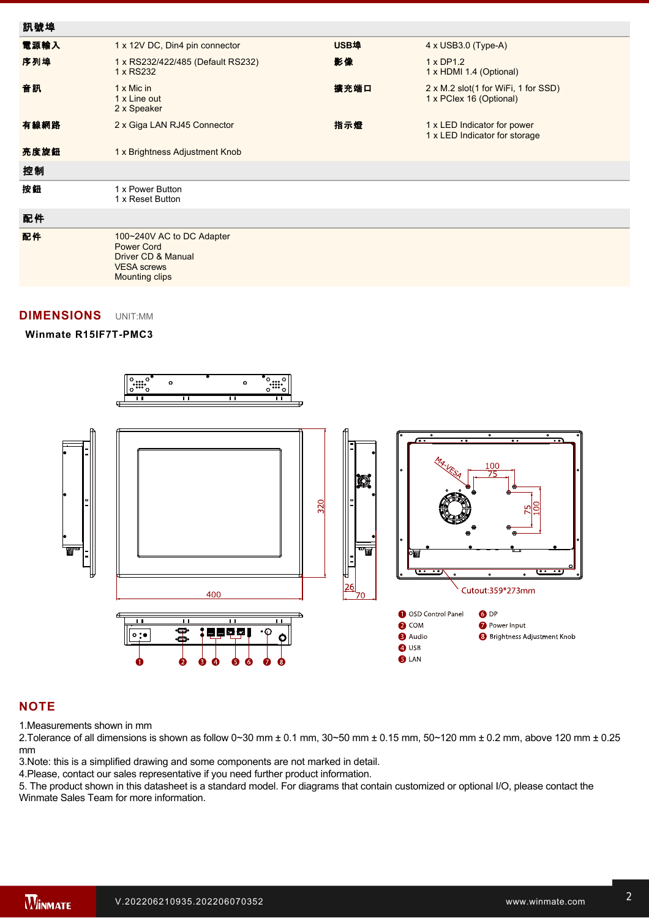| 訊號埠 | | | |
|---|---|---|---|
| 電源輸入 | 1 x 12V DC, Din4 pin connector | USB埠 | 4 x USB3.0 (Type-A) |
| 序列埠 | 1 x RS232/422/485 (Default RS232)<br>1 x RS232 | 影像 | 1 x DP1.2<br>1 x HDMI 1.4 (Optional) |
| 音訊 | 1 x Mic in<br>1 x Line out<br>2 x Speaker | 擴充端口 | 2 x M.2 slot(1 for WiFi, 1 for SSD)<br>1 x PCIex 16 (Optional) |
| 有線網路 | 2 x Giga LAN RJ45 Connector | 指示燈 | 1 x LED Indicator for power<br>1 x LED Indicator for storage |
| 亮度旋鈕 | 1 x Brightness Adjustment Knob | | |

| 控制 | |
|---|---|
| 按鈕 | 1 x Power Button<br>1 x Reset Button |

| 配件 | |
|---|---|
| 配件 | 100~240V AC to DC Adapter<br>Power Cord<br>Driver CD & Manual<br>VESA screws<br>Mounting clips |

## DIMENSIONS UNIT:MM

**Winmate R15IF7T-PMC3**

400
320
26
70
M4-VESA
100
75
75
100
Cutout:359*273mm

1 OSD Control Panel
2 COM
3 Audio
4 USB
5 LAN
6 DP
7 Power Input
8 Brightness Adjustment Knob

## NOTE

1.Measurements shown in mm
2.Tolerance of all dimensions is shown as follow 0~30 mm ± 0.1 mm, 30~50 mm ± 0.15 mm, 50~120 mm ± 0.2 mm, above 120 mm ± 0.25 mm
3.Note: this is a simplified drawing and some components are not marked in detail.
4.Please, contact our sales representative if you need further product information.
5. The product shown in this datasheet is a standard model. For diagrams that contain customized or optional I/O, please contact the Winmate Sales Team for more information.